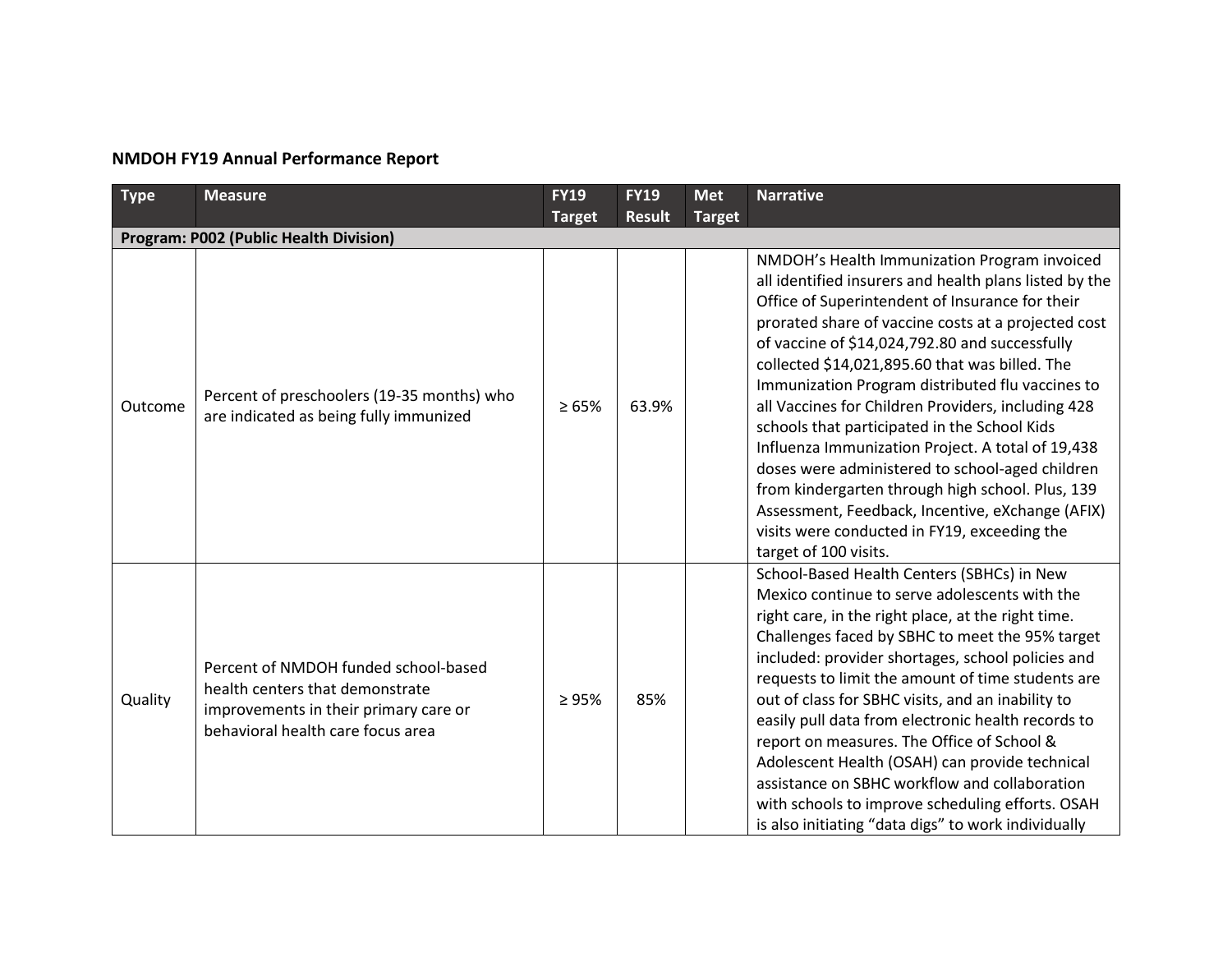**NMDOH FY19 Annual Performance Report**

| Type | Measure | FY19 Target | FY19 Result | Met Target | Narrative |
|---|---|---|---|---|---|
| **Program: P002 (Public Health Division)** | | | | | |
| Outcome | Percent of preschoolers (19-35 months) who are indicated as being fully immunized | ≥ 65% | 63.9% | | NMDOH's Health Immunization Program invoiced all identified insurers and health plans listed by the Office of Superintendent of Insurance for their prorated share of vaccine costs at a projected cost of vaccine of $14,024,792.80 and successfully collected $14,021,895.60 that was billed. The Immunization Program distributed flu vaccines to all Vaccines for Children Providers, including 428 schools that participated in the School Kids Influenza Immunization Project. A total of 19,438 doses were administered to school-aged children from kindergarten through high school. Plus, 139 Assessment, Feedback, Incentive, eXchange (AFIX) visits were conducted in FY19, exceeding the target of 100 visits. |
| Quality | Percent of NMDOH funded school-based health centers that demonstrate improvements in their primary care or behavioral health care focus area | ≥ 95% | 85% | | School-Based Health Centers (SBHCs) in New Mexico continue to serve adolescents with the right care, in the right place, at the right time. Challenges faced by SBHC to meet the 95% target included: provider shortages, school policies and requests to limit the amount of time students are out of class for SBHC visits, and an inability to easily pull data from electronic health records to report on measures. The Office of School & Adolescent Health (OSAH) can provide technical assistance on SBHC workflow and collaboration with schools to improve scheduling efforts. OSAH is also initiating "data digs" to work individually |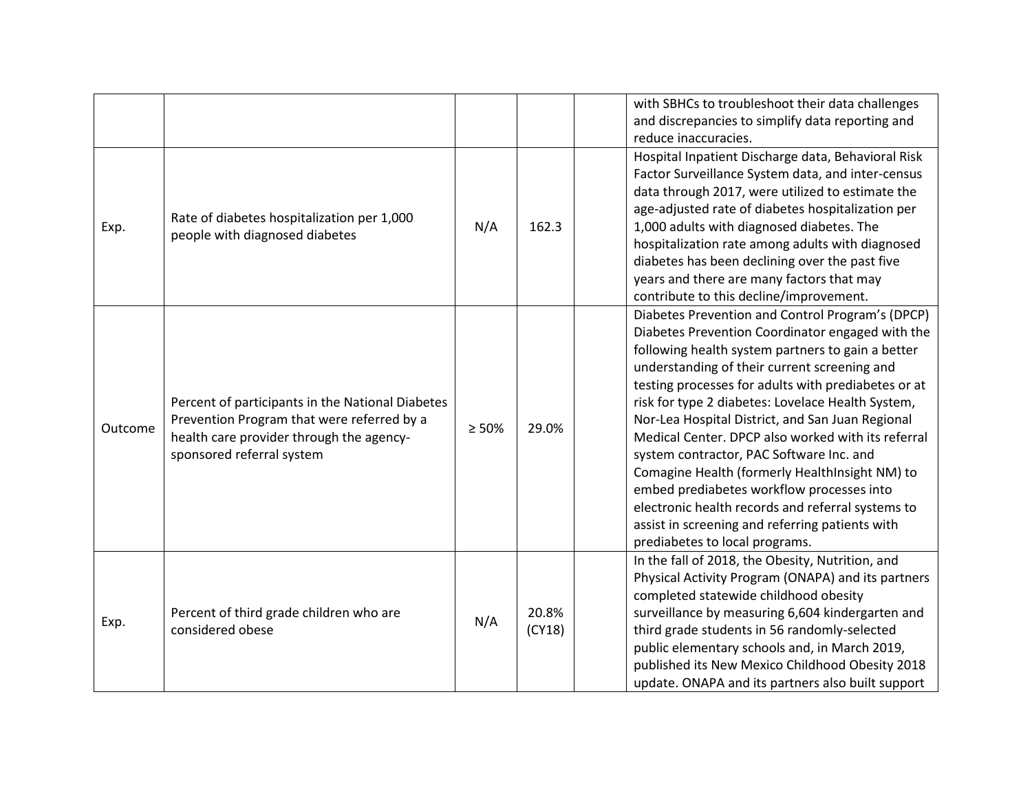|  |  |  |  |  |  |
|---|---|---|---|---|---|
|  |  |  |  |  | with SBHCs to troubleshoot their data challenges and discrepancies to simplify data reporting and reduce inaccuracies. |
| Exp. | Rate of diabetes hospitalization per 1,000 people with diagnosed diabetes | N/A | 162.3 |  | Hospital Inpatient Discharge data, Behavioral Risk Factor Surveillance System data, and inter-census data through 2017, were utilized to estimate the age-adjusted rate of diabetes hospitalization per 1,000 adults with diagnosed diabetes. The hospitalization rate among adults with diagnosed diabetes has been declining over the past five years and there are many factors that may contribute to this decline/improvement. |
| Outcome | Percent of participants in the National Diabetes Prevention Program that were referred by a health care provider through the agency-sponsored referral system | ≥ 50% | 29.0% |  | Diabetes Prevention and Control Program's (DPCP) Diabetes Prevention Coordinator engaged with the following health system partners to gain a better understanding of their current screening and testing processes for adults with prediabetes or at risk for type 2 diabetes: Lovelace Health System, Nor-Lea Hospital District, and San Juan Regional Medical Center. DPCP also worked with its referral system contractor, PAC Software Inc. and Comagine Health (formerly HealthInsight NM) to embed prediabetes workflow processes into electronic health records and referral systems to assist in screening and referring patients with prediabetes to local programs. |
| Exp. | Percent of third grade children who are considered obese | N/A | 20.8% (CY18) |  | In the fall of 2018, the Obesity, Nutrition, and Physical Activity Program (ONAPA) and its partners completed statewide childhood obesity surveillance by measuring 6,604 kindergarten and third grade students in 56 randomly-selected public elementary schools and, in March 2019, published its New Mexico Childhood Obesity 2018 update. ONAPA and its partners also built support |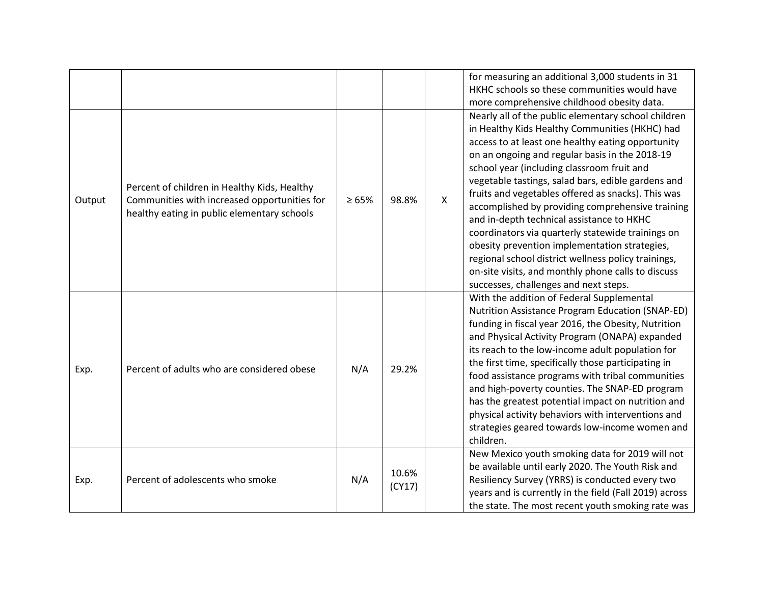| | | | | | |
|---|---|---|---|---|---|
| | | | | | for measuring an additional 3,000 students in 31 HKHC schools so these communities would have more comprehensive childhood obesity data. |
| Output | Percent of children in Healthy Kids, Healthy Communities with increased opportunities for healthy eating in public elementary schools | ≥ 65% | 98.8% | X | Nearly all of the public elementary school children in Healthy Kids Healthy Communities (HKHC) had access to at least one healthy eating opportunity on an ongoing and regular basis in the 2018-19 school year (including classroom fruit and vegetable tastings, salad bars, edible gardens and fruits and vegetables offered as snacks). This was accomplished by providing comprehensive training and in-depth technical assistance to HKHC coordinators via quarterly statewide trainings on obesity prevention implementation strategies, regional school district wellness policy trainings, on-site visits, and monthly phone calls to discuss successes, challenges and next steps. |
| Exp. | Percent of adults who are considered obese | N/A | 29.2% | | With the addition of Federal Supplemental Nutrition Assistance Program Education (SNAP-ED) funding in fiscal year 2016, the Obesity, Nutrition and Physical Activity Program (ONAPA) expanded its reach to the low-income adult population for the first time, specifically those participating in food assistance programs with tribal communities and high-poverty counties. The SNAP-ED program has the greatest potential impact on nutrition and physical activity behaviors with interventions and strategies geared towards low-income women and children. |
| Exp. | Percent of adolescents who smoke | N/A | 10.6% (CY17) | | New Mexico youth smoking data for 2019 will not be available until early 2020. The Youth Risk and Resiliency Survey (YRRS) is conducted every two years and is currently in the field (Fall 2019) across the state. The most recent youth smoking rate was |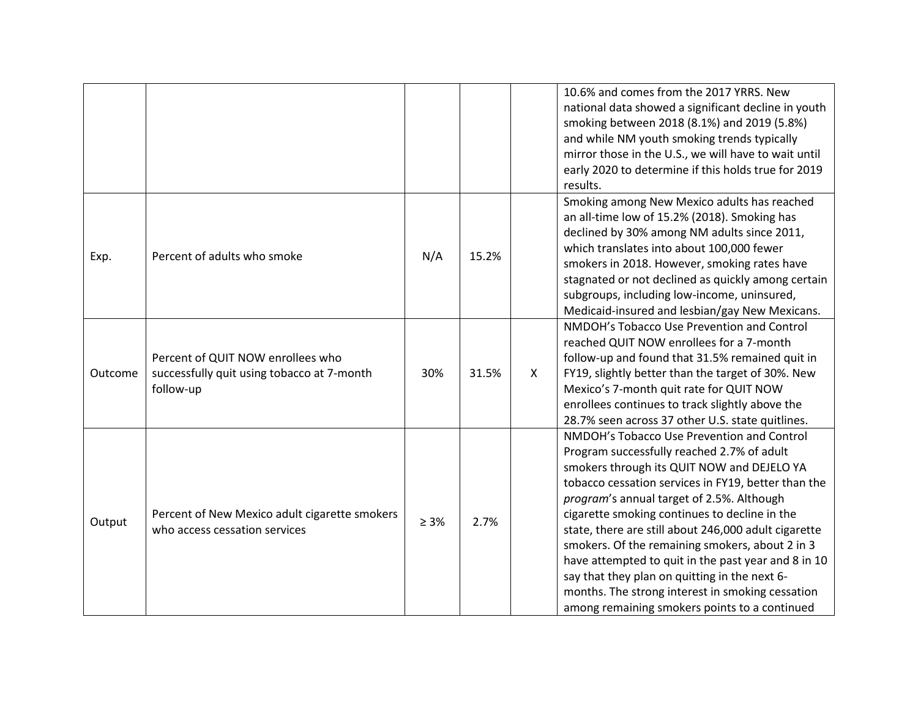| | | | | | |
|---|---|---|---|---|---|
| | | | | | 10.6% and comes from the 2017 YRRS. New national data showed a significant decline in youth smoking between 2018 (8.1%) and 2019 (5.8%) and while NM youth smoking trends typically mirror those in the U.S., we will have to wait until early 2020 to determine if this holds true for 2019 results. |
| Exp. | Percent of adults who smoke | N/A | 15.2% | | Smoking among New Mexico adults has reached an all-time low of 15.2% (2018). Smoking has declined by 30% among NM adults since 2011, which translates into about 100,000 fewer smokers in 2018. However, smoking rates have stagnated or not declined as quickly among certain subgroups, including low-income, uninsured, Medicaid-insured and lesbian/gay New Mexicans. |
| Outcome | Percent of QUIT NOW enrollees who successfully quit using tobacco at 7-month follow-up | 30% | 31.5% | X | NMDOH's Tobacco Use Prevention and Control reached QUIT NOW enrollees for a 7-month follow-up and found that 31.5% remained quit in FY19, slightly better than the target of 30%. New Mexico's 7-month quit rate for QUIT NOW enrollees continues to track slightly above the 28.7% seen across 37 other U.S. state quitlines. |
| Output | Percent of New Mexico adult cigarette smokers who access cessation services | ≥ 3% | 2.7% | | NMDOH's Tobacco Use Prevention and Control Program successfully reached 2.7% of adult smokers through its QUIT NOW and DEJELO YA tobacco cessation services in FY19, better than the *program*'s annual target of 2.5%. Although cigarette smoking continues to decline in the state, there are still about 246,000 adult cigarette smokers. Of the remaining smokers, about 2 in 3 have attempted to quit in the past year and 8 in 10 say that they plan on quitting in the next 6-months. The strong interest in smoking cessation among remaining smokers points to a continued |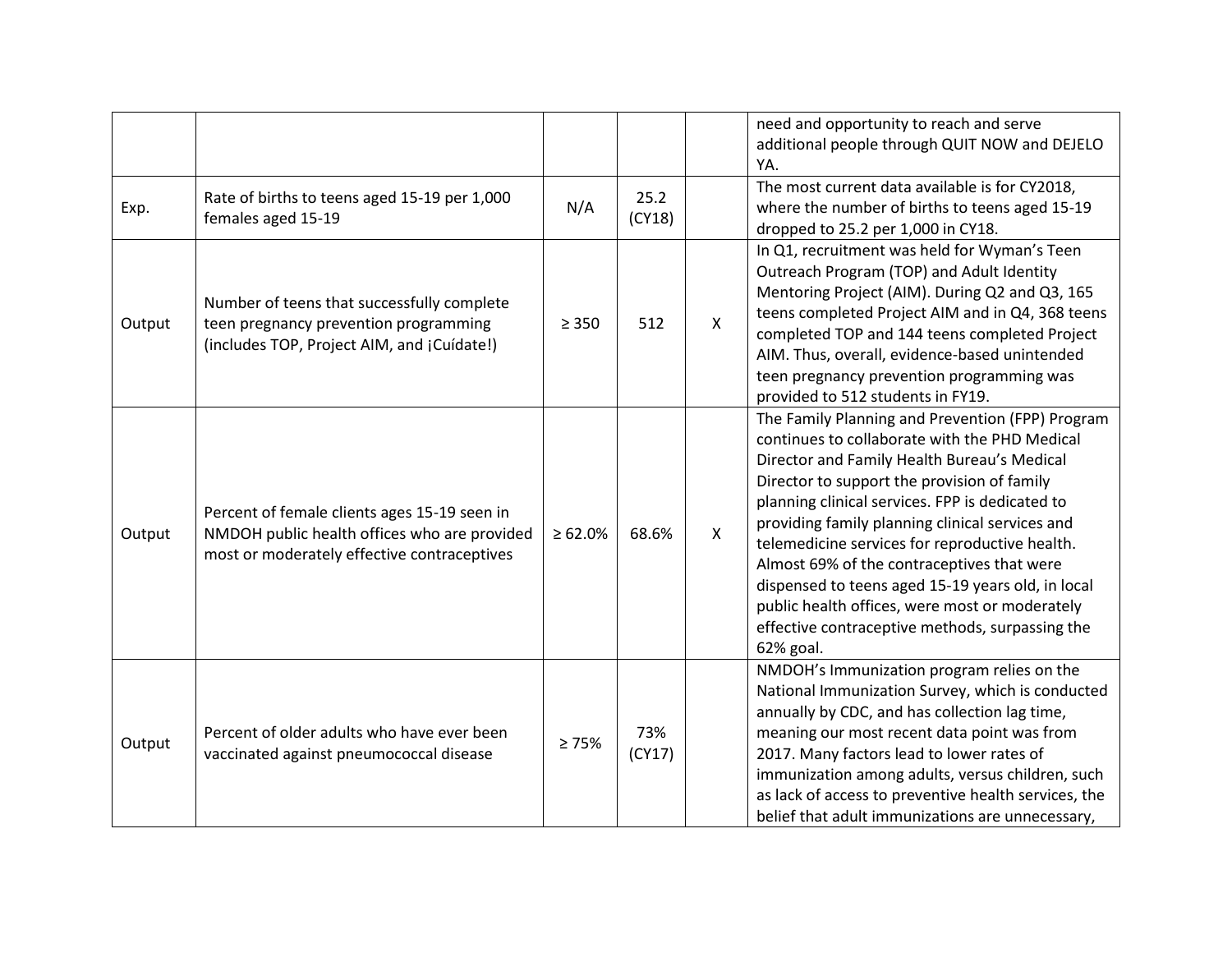| | | | | | |
|---|---|---|---|---|---|
| | | | | | need and opportunity to reach and serve additional people through QUIT NOW and DEJELO YA. |
| Exp. | Rate of births to teens aged 15-19 per 1,000 females aged 15-19 | N/A | 25.2 (CY18) | | The most current data available is for CY2018, where the number of births to teens aged 15-19 dropped to 25.2 per 1,000 in CY18. |
| Output | Number of teens that successfully complete teen pregnancy prevention programming (includes TOP, Project AIM, and ¡Cuídate!) | ≥ 350 | 512 | X | In Q1, recruitment was held for Wyman's Teen Outreach Program (TOP) and Adult Identity Mentoring Project (AIM). During Q2 and Q3, 165 teens completed Project AIM and in Q4, 368 teens completed TOP and 144 teens completed Project AIM. Thus, overall, evidence-based unintended teen pregnancy prevention programming was provided to 512 students in FY19. |
| Output | Percent of female clients ages 15-19 seen in NMDOH public health offices who are provided most or moderately effective contraceptives | ≥ 62.0% | 68.6% | X | The Family Planning and Prevention (FPP) Program continues to collaborate with the PHD Medical Director and Family Health Bureau's Medical Director to support the provision of family planning clinical services. FPP is dedicated to providing family planning clinical services and telemedicine services for reproductive health. Almost 69% of the contraceptives that were dispensed to teens aged 15-19 years old, in local public health offices, were most or moderately effective contraceptive methods, surpassing the 62% goal. |
| Output | Percent of older adults who have ever been vaccinated against pneumococcal disease | ≥ 75% | 73% (CY17) | | NMDOH's Immunization program relies on the National Immunization Survey, which is conducted annually by CDC, and has collection lag time, meaning our most recent data point was from 2017. Many factors lead to lower rates of immunization among adults, versus children, such as lack of access to preventive health services, the belief that adult immunizations are unnecessary, |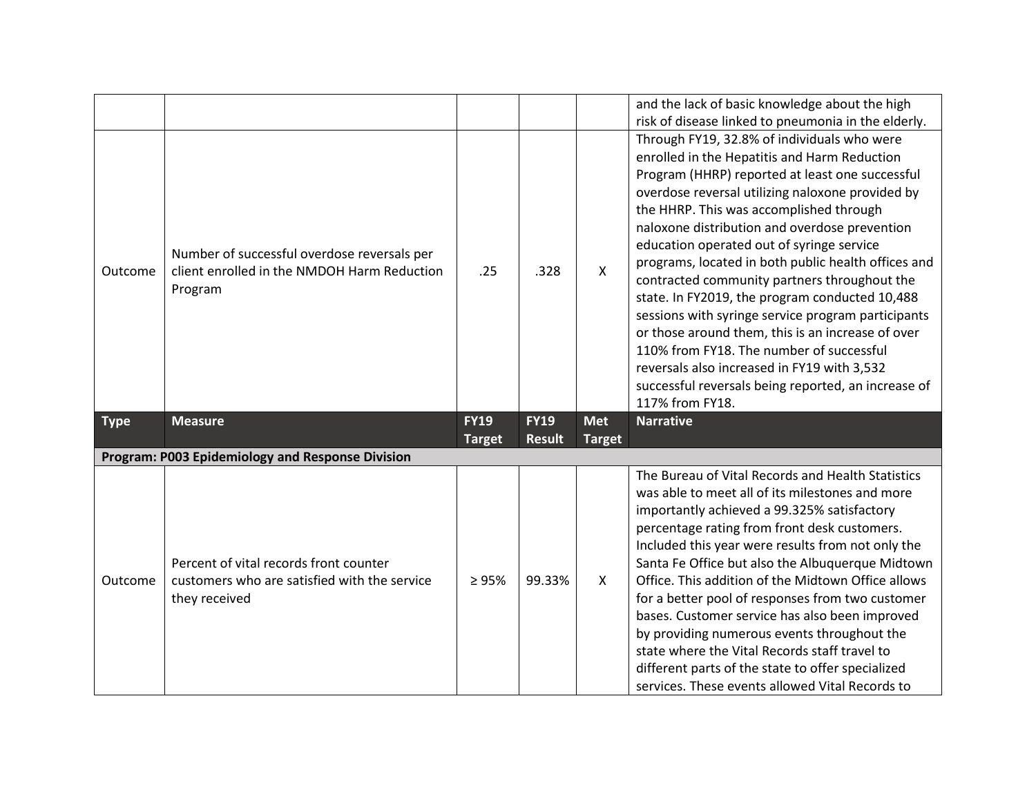| Type | Measure | FY19 Target | FY19 Result | Met Target | Narrative |
|---|---|---|---|---|---|
| | | | | | and the lack of basic knowledge about the high risk of disease linked to pneumonia in the elderly. |
| Outcome | Number of successful overdose reversals per client enrolled in the NMDOH Harm Reduction Program | .25 | .328 | X | Through FY19, 32.8% of individuals who were enrolled in the Hepatitis and Harm Reduction Program (HHRP) reported at least one successful overdose reversal utilizing naloxone provided by the HHRP. This was accomplished through naloxone distribution and overdose prevention education operated out of syringe service programs, located in both public health offices and contracted community partners throughout the state. In FY2019, the program conducted 10,488 sessions with syringe service program participants or those around them, this is an increase of over 110% from FY18. The number of successful reversals also increased in FY19 with 3,532 successful reversals being reported, an increase of 117% from FY18. |
| **Type** | **Measure** | **FY19 Target** | **FY19 Result** | **Met Target** | **Narrative** |
| **Program: P003 Epidemiology and Response Division** | | | | | |
| Outcome | Percent of vital records front counter customers who are satisfied with the service they received | ≥ 95% | 99.33% | X | The Bureau of Vital Records and Health Statistics was able to meet all of its milestones and more importantly achieved a 99.325% satisfactory percentage rating from front desk customers. Included this year were results from not only the Santa Fe Office but also the Albuquerque Midtown Office. This addition of the Midtown Office allows for a better pool of responses from two customer bases. Customer service has also been improved by providing numerous events throughout the state where the Vital Records staff travel to different parts of the state to offer specialized services. These events allowed Vital Records to |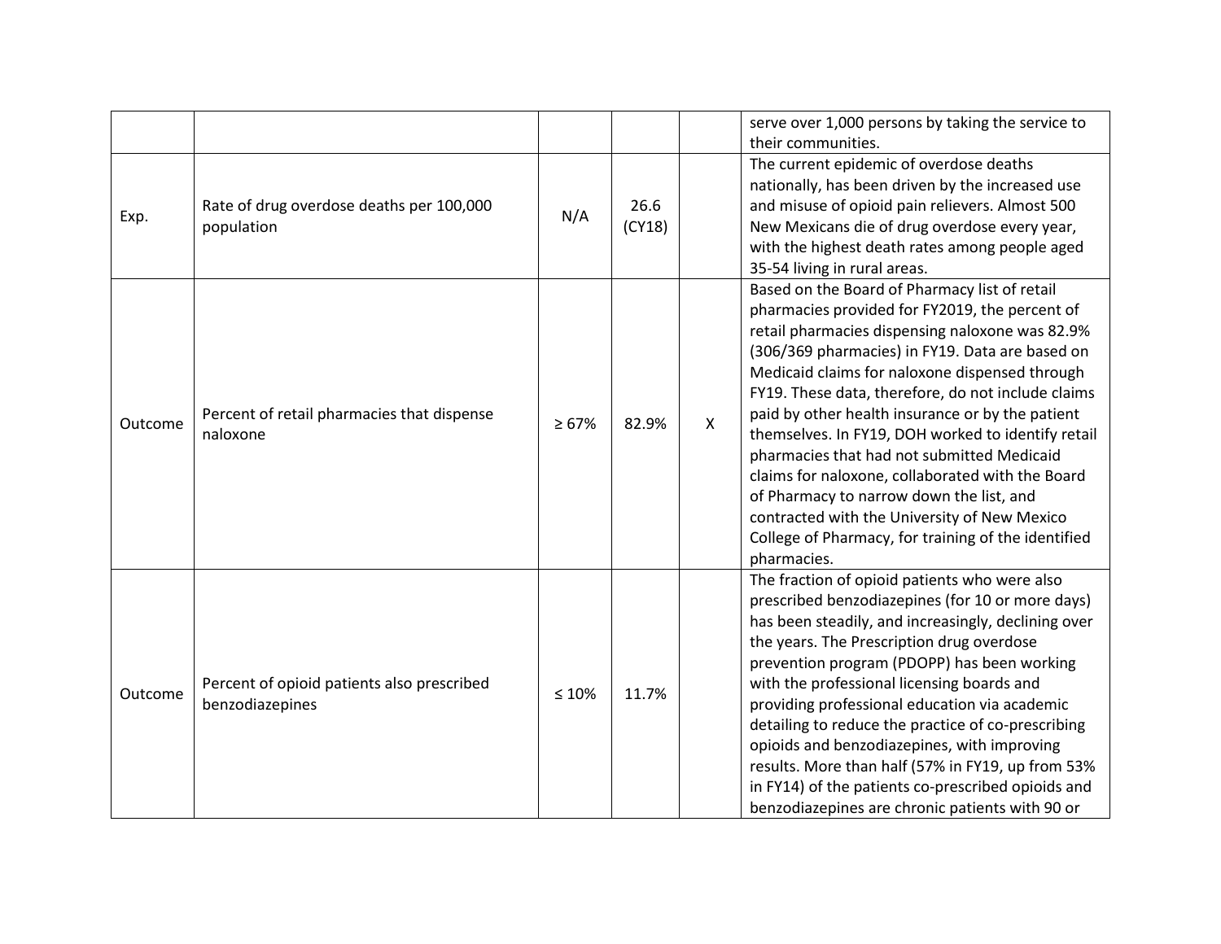| | | | | | |
|---|---|---|---|---|---|
| | | | | | serve over 1,000 persons by taking the service to their communities. |
| Exp. | Rate of drug overdose deaths per 100,000 population | N/A | 26.6 (CY18) | | The current epidemic of overdose deaths nationally, has been driven by the increased use and misuse of opioid pain relievers. Almost 500 New Mexicans die of drug overdose every year, with the highest death rates among people aged 35-54 living in rural areas. |
| Outcome | Percent of retail pharmacies that dispense naloxone | ≥ 67% | 82.9% | X | Based on the Board of Pharmacy list of retail pharmacies provided for FY2019, the percent of retail pharmacies dispensing naloxone was 82.9% (306/369 pharmacies) in FY19. Data are based on Medicaid claims for naloxone dispensed through FY19. These data, therefore, do not include claims paid by other health insurance or by the patient themselves. In FY19, DOH worked to identify retail pharmacies that had not submitted Medicaid claims for naloxone, collaborated with the Board of Pharmacy to narrow down the list, and contracted with the University of New Mexico College of Pharmacy, for training of the identified pharmacies. |
| Outcome | Percent of opioid patients also prescribed benzodiazepines | ≤ 10% | 11.7% | | The fraction of opioid patients who were also prescribed benzodiazepines (for 10 or more days) has been steadily, and increasingly, declining over the years. The Prescription drug overdose prevention program (PDOPP) has been working with the professional licensing boards and providing professional education via academic detailing to reduce the practice of co-prescribing opioids and benzodiazepines, with improving results. More than half (57% in FY19, up from 53% in FY14) of the patients co-prescribed opioids and benzodiazepines are chronic patients with 90 or |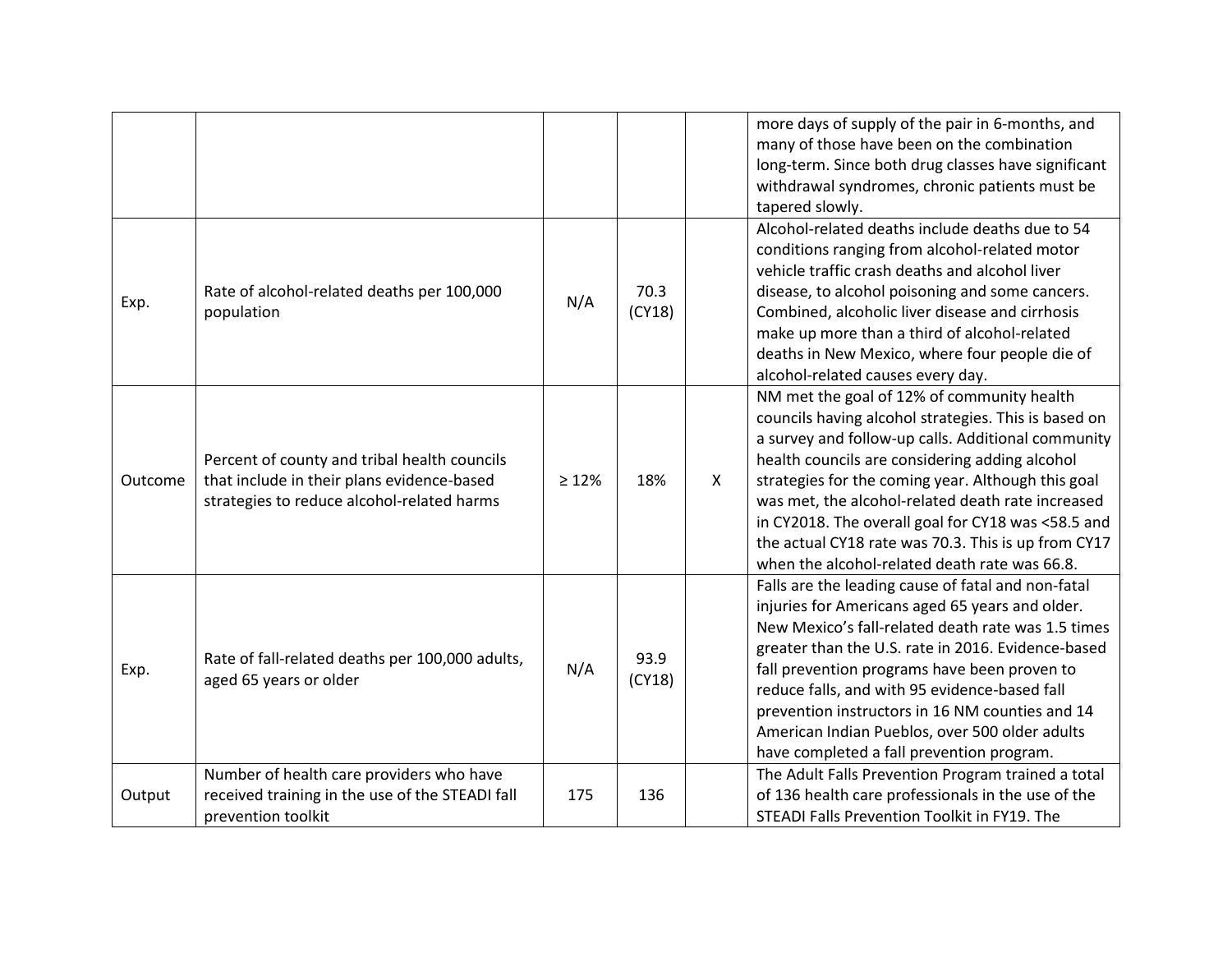| | | | | | |
|---|---|---|---|---|---|
| | | | | | more days of supply of the pair in 6-months, and many of those have been on the combination long-term. Since both drug classes have significant withdrawal syndromes, chronic patients must be tapered slowly. |
| Exp. | Rate of alcohol-related deaths per 100,000 population | N/A | 70.3 (CY18) | | Alcohol-related deaths include deaths due to 54 conditions ranging from alcohol-related motor vehicle traffic crash deaths and alcohol liver disease, to alcohol poisoning and some cancers. Combined, alcoholic liver disease and cirrhosis make up more than a third of alcohol-related deaths in New Mexico, where four people die of alcohol-related causes every day. |
| Outcome | Percent of county and tribal health councils that include in their plans evidence-based strategies to reduce alcohol-related harms | ≥ 12% | 18% | X | NM met the goal of 12% of community health councils having alcohol strategies. This is based on a survey and follow-up calls. Additional community health councils are considering adding alcohol strategies for the coming year. Although this goal was met, the alcohol-related death rate increased in CY2018. The overall goal for CY18 was <58.5 and the actual CY18 rate was 70.3. This is up from CY17 when the alcohol-related death rate was 66.8. |
| Exp. | Rate of fall-related deaths per 100,000 adults, aged 65 years or older | N/A | 93.9 (CY18) | | Falls are the leading cause of fatal and non-fatal injuries for Americans aged 65 years and older. New Mexico's fall-related death rate was 1.5 times greater than the U.S. rate in 2016. Evidence-based fall prevention programs have been proven to reduce falls, and with 95 evidence-based fall prevention instructors in 16 NM counties and 14 American Indian Pueblos, over 500 older adults have completed a fall prevention program. |
| Output | Number of health care providers who have received training in the use of the STEADI fall prevention toolkit | 175 | 136 | | The Adult Falls Prevention Program trained a total of 136 health care professionals in the use of the STEADI Falls Prevention Toolkit in FY19. The |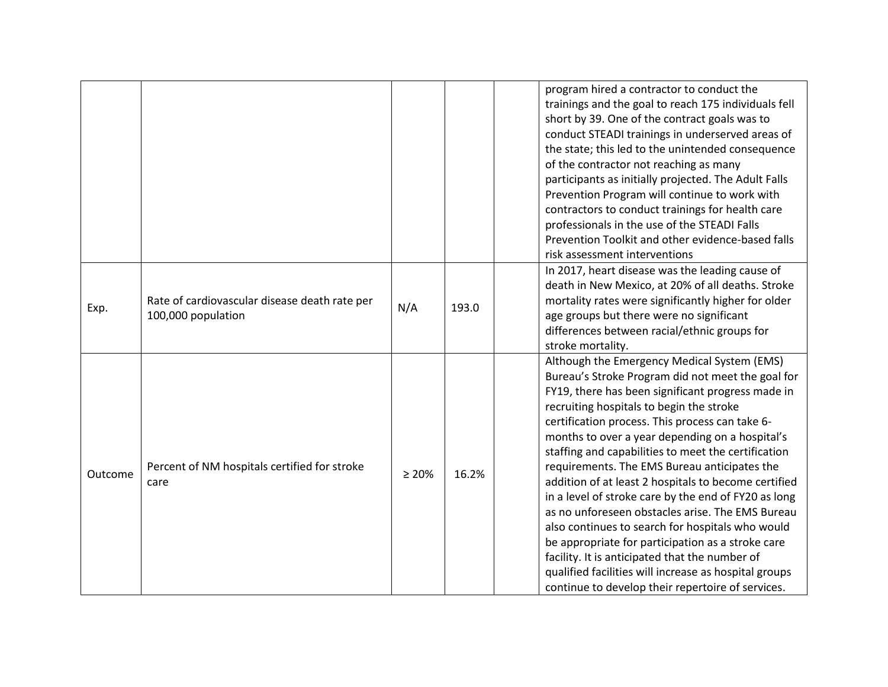| | | | | | |
|---|---|---|---|---|---|
| | | | | | program hired a contractor to conduct the trainings and the goal to reach 175 individuals fell short by 39. One of the contract goals was to conduct STEADI trainings in underserved areas of the state; this led to the unintended consequence of the contractor not reaching as many participants as initially projected. The Adult Falls Prevention Program will continue to work with contractors to conduct trainings for health care professionals in the use of the STEADI Falls Prevention Toolkit and other evidence-based falls risk assessment interventions |
| Exp. | Rate of cardiovascular disease death rate per 100,000 population | N/A | 193.0 | | In 2017, heart disease was the leading cause of death in New Mexico, at 20% of all deaths. Stroke mortality rates were significantly higher for older age groups but there were no significant differences between racial/ethnic groups for stroke mortality. |
| Outcome | Percent of NM hospitals certified for stroke care | ≥ 20% | 16.2% | | Although the Emergency Medical System (EMS) Bureau's Stroke Program did not meet the goal for FY19, there has been significant progress made in recruiting hospitals to begin the stroke certification process. This process can take 6-months to over a year depending on a hospital's staffing and capabilities to meet the certification requirements. The EMS Bureau anticipates the addition of at least 2 hospitals to become certified in a level of stroke care by the end of FY20 as long as no unforeseen obstacles arise. The EMS Bureau also continues to search for hospitals who would be appropriate for participation as a stroke care facility. It is anticipated that the number of qualified facilities will increase as hospital groups continue to develop their repertoire of services. |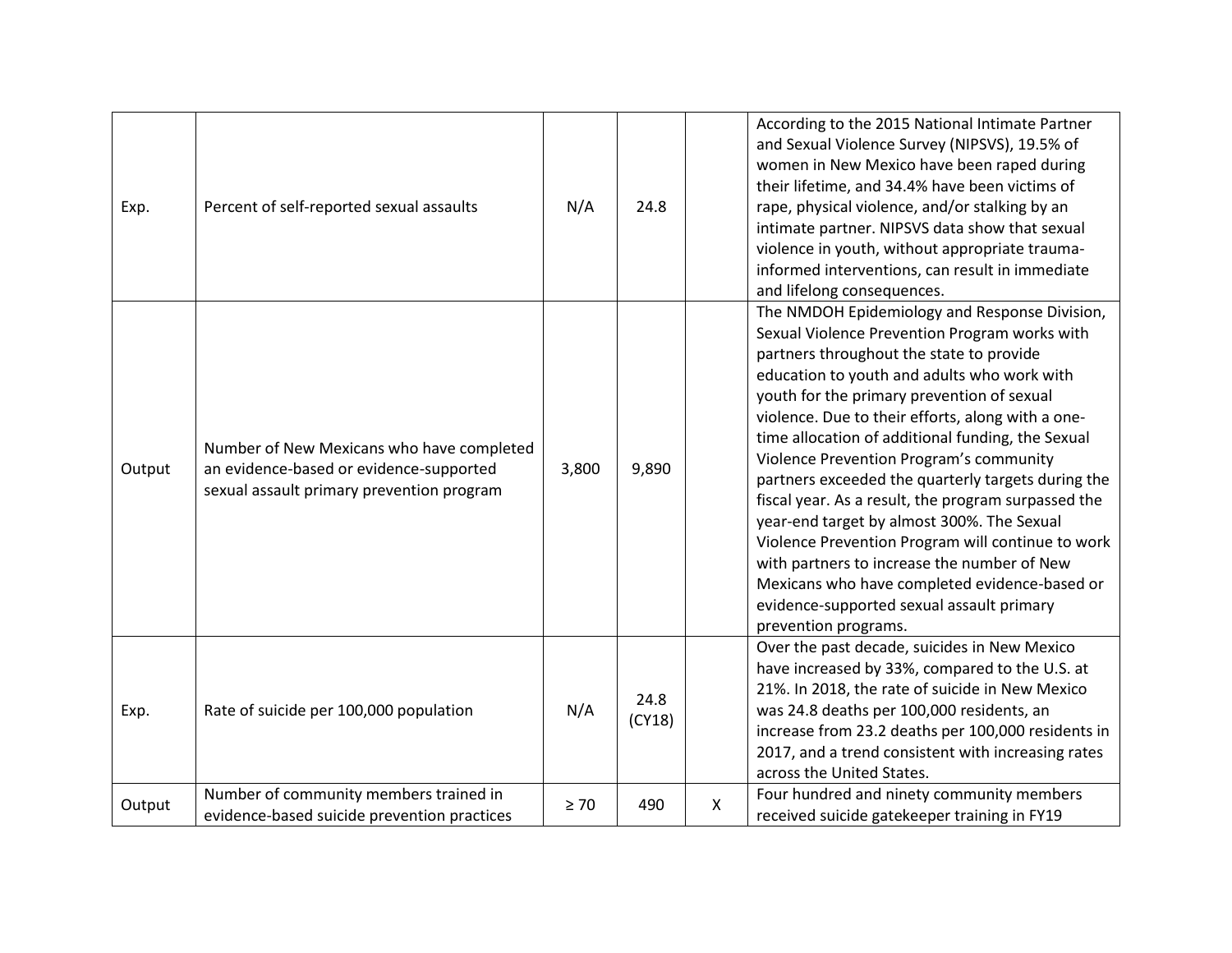| | | | | | |
|---|---|---|---|---|---|
| Exp. | Percent of self-reported sexual assaults | N/A | 24.8 | | According to the 2015 National Intimate Partner and Sexual Violence Survey (NIPSVS), 19.5% of women in New Mexico have been raped during their lifetime, and 34.4% have been victims of rape, physical violence, and/or stalking by an intimate partner. NIPSVS data show that sexual violence in youth, without appropriate trauma-informed interventions, can result in immediate and lifelong consequences. |
| Output | Number of New Mexicans who have completed an evidence-based or evidence-supported sexual assault primary prevention program | 3,800 | 9,890 | | The NMDOH Epidemiology and Response Division, Sexual Violence Prevention Program works with partners throughout the state to provide education to youth and adults who work with youth for the primary prevention of sexual violence. Due to their efforts, along with a one-time allocation of additional funding, the Sexual Violence Prevention Program's community partners exceeded the quarterly targets during the fiscal year. As a result, the program surpassed the year-end target by almost 300%. The Sexual Violence Prevention Program will continue to work with partners to increase the number of New Mexicans who have completed evidence-based or evidence-supported sexual assault primary prevention programs. |
| Exp. | Rate of suicide per 100,000 population | N/A | 24.8 (CY18) | | Over the past decade, suicides in New Mexico have increased by 33%, compared to the U.S. at 21%. In 2018, the rate of suicide in New Mexico was 24.8 deaths per 100,000 residents, an increase from 23.2 deaths per 100,000 residents in 2017, and a trend consistent with increasing rates across the United States. |
| Output | Number of community members trained in evidence-based suicide prevention practices | ≥ 70 | 490 | X | Four hundred and ninety community members received suicide gatekeeper training in FY19 |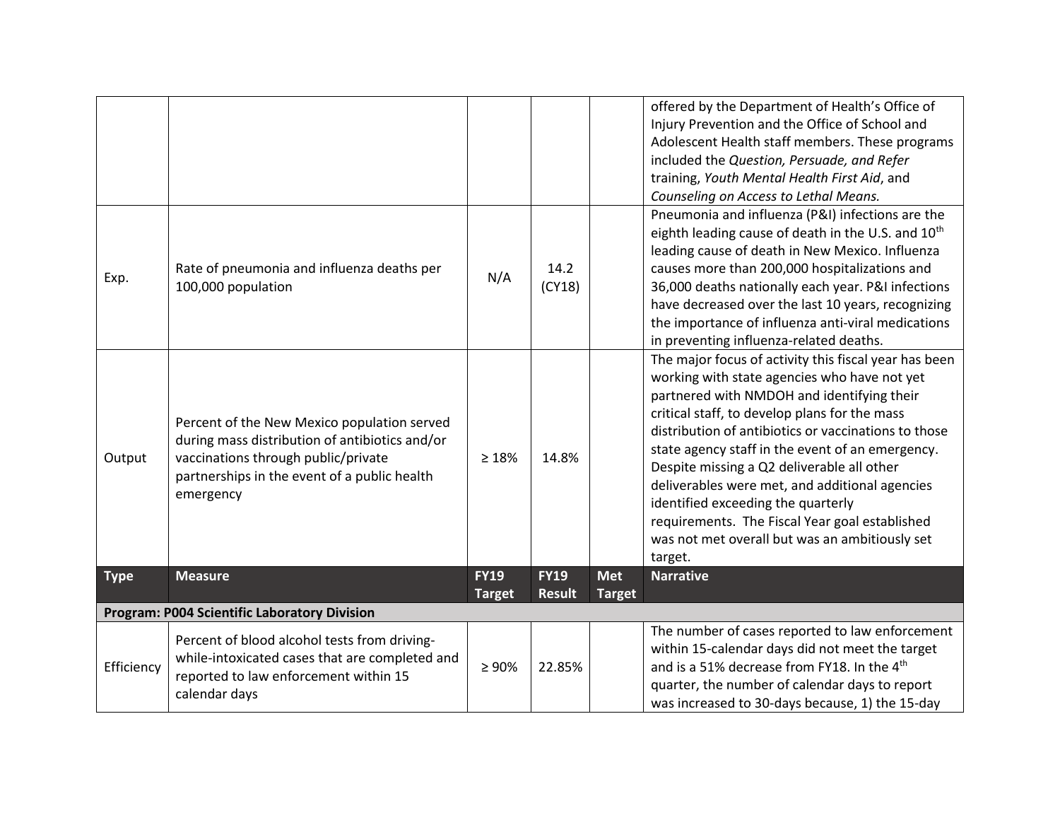| Type | Measure | FY19 Target | FY19 Result | Met Target | Narrative |
|---|---|---|---|---|---|
| | | | | | offered by the Department of Health's Office of Injury Prevention and the Office of School and Adolescent Health staff members. These programs included the *Question, Persuade, and Refer* training, *Youth Mental Health First Aid*, and *Counseling on Access to Lethal Means.* |
| Exp. | Rate of pneumonia and influenza deaths per 100,000 population | N/A | 14.2 (CY18) | | Pneumonia and influenza (P&I) infections are the eighth leading cause of death in the U.S. and 10th leading cause of death in New Mexico. Influenza causes more than 200,000 hospitalizations and 36,000 deaths nationally each year. P&I infections have decreased over the last 10 years, recognizing the importance of influenza anti-viral medications in preventing influenza-related deaths. |
| Output | Percent of the New Mexico population served during mass distribution of antibiotics and/or vaccinations through public/private partnerships in the event of a public health emergency | ≥ 18% | 14.8% | | The major focus of activity this fiscal year has been working with state agencies who have not yet partnered with NMDOH and identifying their critical staff, to develop plans for the mass distribution of antibiotics or vaccinations to those state agency staff in the event of an emergency. Despite missing a Q2 deliverable all other deliverables were met, and additional agencies identified exceeding the quarterly requirements. The Fiscal Year goal established was not met overall but was an ambitiously set target. |

| Type | Measure | FY19 Target | FY19 Result | Met Target | Narrative |
|---|---|---|---|---|---|
| **Program: P004 Scientific Laboratory Division** | | | | | |
| Efficiency | Percent of blood alcohol tests from driving-while-intoxicated cases that are completed and reported to law enforcement within 15 calendar days | ≥ 90% | 22.85% | | The number of cases reported to law enforcement within 15-calendar days did not meet the target and is a 51% decrease from FY18. In the 4th quarter, the number of calendar days to report was increased to 30-days because, 1) the 15-day |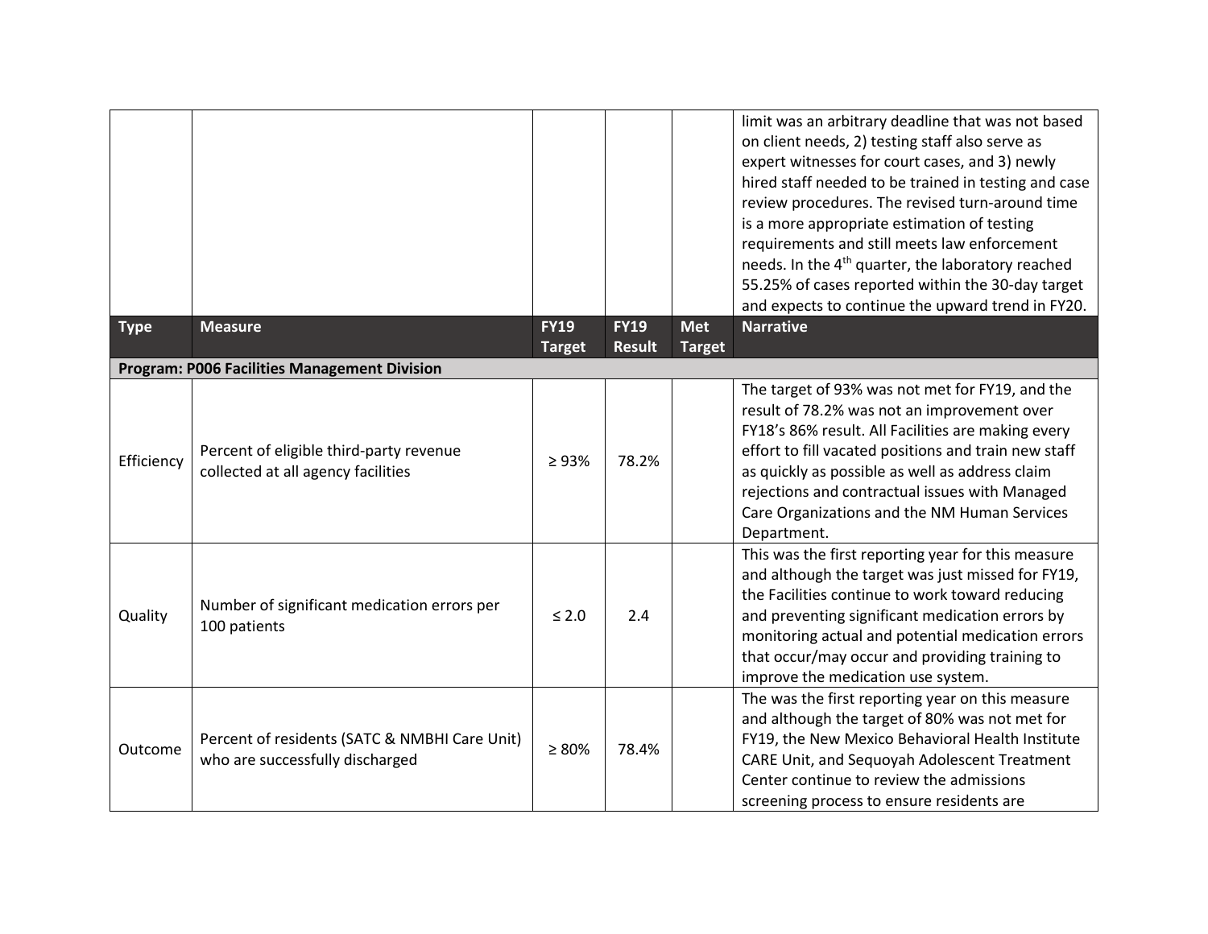| | | | | | limit was an arbitrary deadline that was not based on client needs, 2) testing staff also serve as expert witnesses for court cases, and 3) newly hired staff needed to be trained in testing and case review procedures. The revised turn-around time is a more appropriate estimation of testing requirements and still meets law enforcement needs. In the 4th quarter, the laboratory reached 55.25% of cases reported within the 30-day target and expects to continue the upward trend in FY20. |
|---|---|---|---|---|---|
| **Type** | **Measure** | **FY19 Target** | **FY19 Result** | **Met Target** | **Narrative** |
| **Program: P006 Facilities Management Division** | | | | | |
| Efficiency | Percent of eligible third-party revenue collected at all agency facilities | ≥ 93% | 78.2% | | The target of 93% was not met for FY19, and the result of 78.2% was not an improvement over FY18's 86% result. All Facilities are making every effort to fill vacated positions and train new staff as quickly as possible as well as address claim rejections and contractual issues with Managed Care Organizations and the NM Human Services Department. |
| Quality | Number of significant medication errors per 100 patients | ≤ 2.0 | 2.4 | | This was the first reporting year for this measure and although the target was just missed for FY19, the Facilities continue to work toward reducing and preventing significant medication errors by monitoring actual and potential medication errors that occur/may occur and providing training to improve the medication use system. |
| Outcome | Percent of residents (SATC & NMBHI Care Unit) who are successfully discharged | ≥ 80% | 78.4% | | The was the first reporting year on this measure and although the target of 80% was not met for FY19, the New Mexico Behavioral Health Institute CARE Unit, and Sequoyah Adolescent Treatment Center continue to review the admissions screening process to ensure residents are |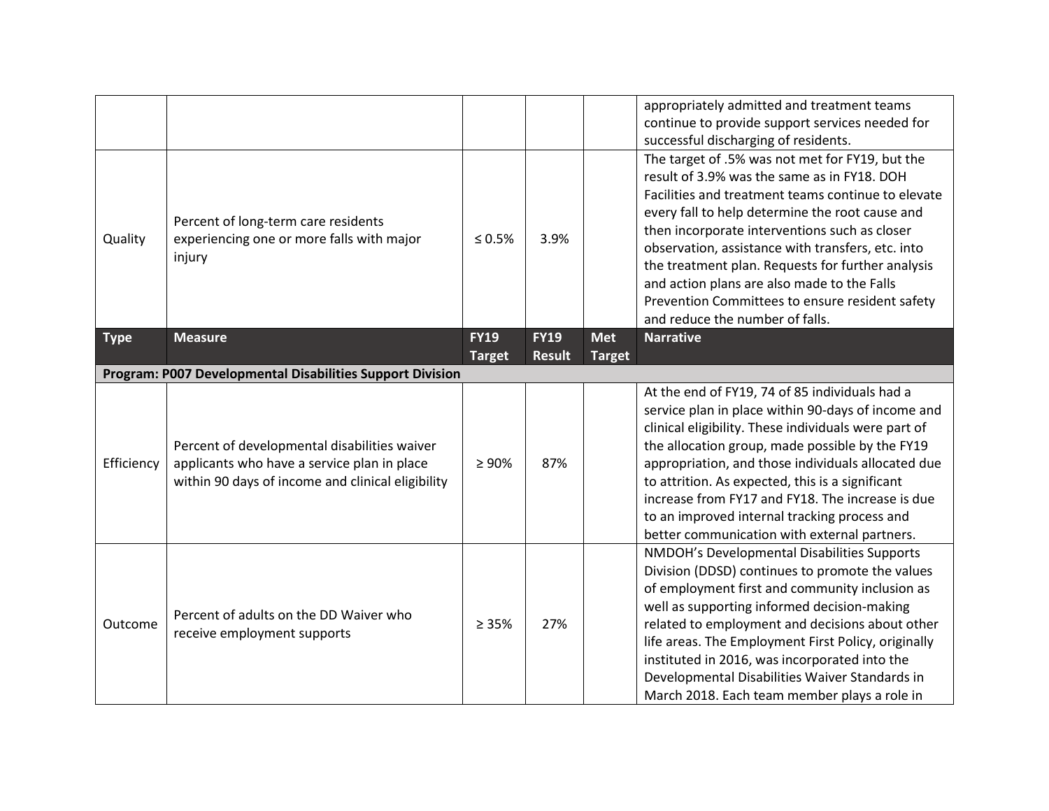| Type | Measure | FY19 Target | FY19 Result | Met Target | Narrative |
|---|---|---|---|---|---|
| | | | | | appropriately admitted and treatment teams continue to provide support services needed for successful discharging of residents. |
| Quality | Percent of long-term care residents experiencing one or more falls with major injury | ≤ 0.5% | 3.9% | | The target of .5% was not met for FY19, but the result of 3.9% was the same as in FY18. DOH Facilities and treatment teams continue to elevate every fall to help determine the root cause and then incorporate interventions such as closer observation, assistance with transfers, etc. into the treatment plan. Requests for further analysis and action plans are also made to the Falls Prevention Committees to ensure resident safety and reduce the number of falls. |

| Type | Measure | FY19 Target | FY19 Result | Met Target | Narrative |
|---|---|---|---|---|---|
| **Program: P007 Developmental Disabilities Support Division** | | | | | |
| Efficiency | Percent of developmental disabilities waiver applicants who have a service plan in place within 90 days of income and clinical eligibility | ≥ 90% | 87% | | At the end of FY19, 74 of 85 individuals had a service plan in place within 90-days of income and clinical eligibility. These individuals were part of the allocation group, made possible by the FY19 appropriation, and those individuals allocated due to attrition. As expected, this is a significant increase from FY17 and FY18. The increase is due to an improved internal tracking process and better communication with external partners. |
| Outcome | Percent of adults on the DD Waiver who receive employment supports | ≥ 35% | 27% | | NMDOH's Developmental Disabilities Supports Division (DDSD) continues to promote the values of employment first and community inclusion as well as supporting informed decision-making related to employment and decisions about other life areas. The Employment First Policy, originally instituted in 2016, was incorporated into the Developmental Disabilities Waiver Standards in March 2018. Each team member plays a role in |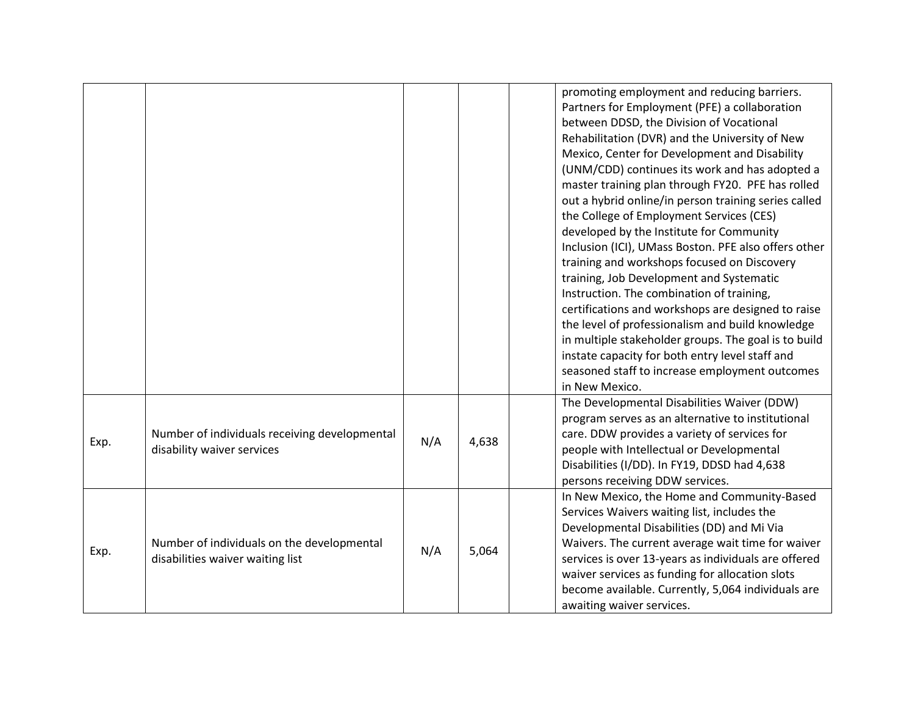| | | | | | |
|---|---|---|---|---|---|
| | | | | | promoting employment and reducing barriers. Partners for Employment (PFE) a collaboration between DDSD, the Division of Vocational Rehabilitation (DVR) and the University of New Mexico, Center for Development and Disability (UNM/CDD) continues its work and has adopted a master training plan through FY20. PFE has rolled out a hybrid online/in person training series called the College of Employment Services (CES) developed by the Institute for Community Inclusion (ICI), UMass Boston. PFE also offers other training and workshops focused on Discovery training, Job Development and Systematic Instruction. The combination of training, certifications and workshops are designed to raise the level of professionalism and build knowledge in multiple stakeholder groups. The goal is to build instate capacity for both entry level staff and seasoned staff to increase employment outcomes in New Mexico. |
| Exp. | Number of individuals receiving developmental disability waiver services | N/A | 4,638 | | The Developmental Disabilities Waiver (DDW) program serves as an alternative to institutional care. DDW provides a variety of services for people with Intellectual or Developmental Disabilities (I/DD). In FY19, DDSD had 4,638 persons receiving DDW services. |
| Exp. | Number of individuals on the developmental disabilities waiver waiting list | N/A | 5,064 | | In New Mexico, the Home and Community-Based Services Waivers waiting list, includes the Developmental Disabilities (DD) and Mi Via Waivers. The current average wait time for waiver services is over 13-years as individuals are offered waiver services as funding for allocation slots become available. Currently, 5,064 individuals are awaiting waiver services. |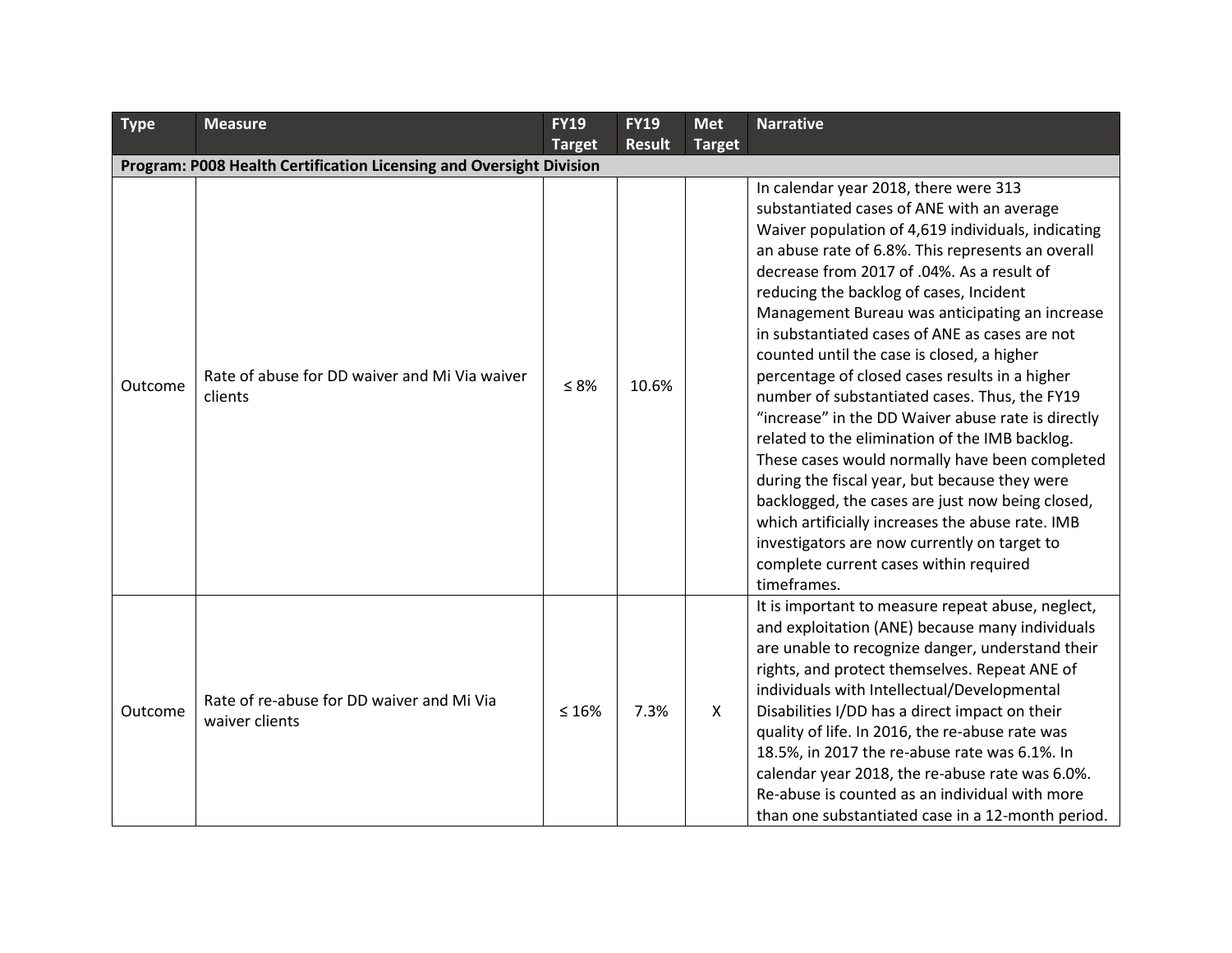| Type | Measure | FY19 Target | FY19 Result | Met Target | Narrative |
|---|---|---|---|---|---|
| **Program: P008 Health Certification Licensing and Oversight Division** | | | | | |
| Outcome | Rate of abuse for DD waiver and Mi Via waiver clients | ≤ 8% | 10.6% | | In calendar year 2018, there were 313 substantiated cases of ANE with an average Waiver population of 4,619 individuals, indicating an abuse rate of 6.8%. This represents an overall decrease from 2017 of .04%. As a result of reducing the backlog of cases, Incident Management Bureau was anticipating an increase in substantiated cases of ANE as cases are not counted until the case is closed, a higher percentage of closed cases results in a higher number of substantiated cases. Thus, the FY19 "increase" in the DD Waiver abuse rate is directly related to the elimination of the IMB backlog. These cases would normally have been completed during the fiscal year, but because they were backlogged, the cases are just now being closed, which artificially increases the abuse rate. IMB investigators are now currently on target to complete current cases within required timeframes. |
| Outcome | Rate of re-abuse for DD waiver and Mi Via waiver clients | ≤ 16% | 7.3% | X | It is important to measure repeat abuse, neglect, and exploitation (ANE) because many individuals are unable to recognize danger, understand their rights, and protect themselves. Repeat ANE of individuals with Intellectual/Developmental Disabilities I/DD has a direct impact on their quality of life. In 2016, the re-abuse rate was 18.5%, in 2017 the re-abuse rate was 6.1%. In calendar year 2018, the re-abuse rate was 6.0%. Re-abuse is counted as an individual with more than one substantiated case in a 12-month period. |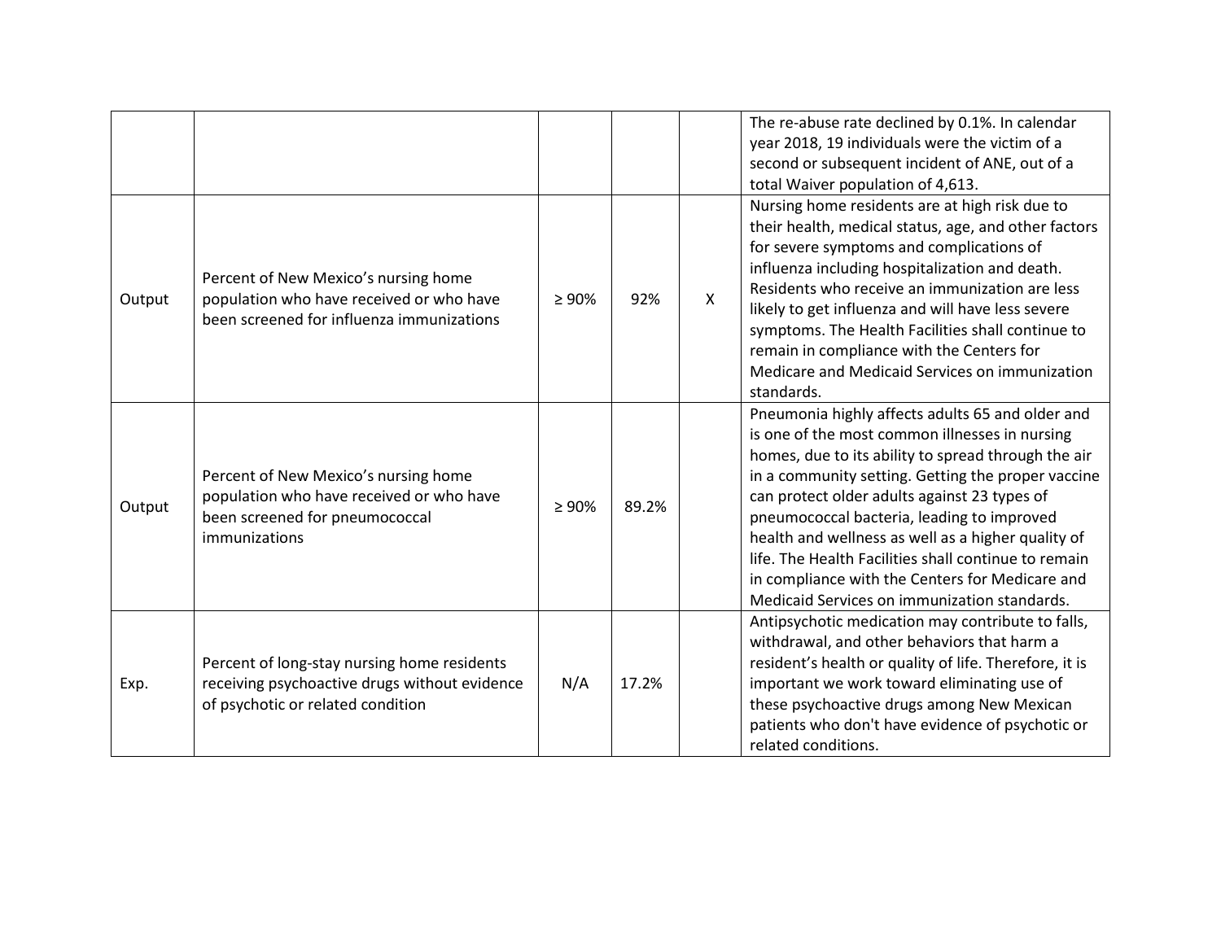| | | | | | |
|---|---|---|---|---|---|
| | | | | | The re-abuse rate declined by 0.1%. In calendar year 2018, 19 individuals were the victim of a second or subsequent incident of ANE, out of a total Waiver population of 4,613. |
| Output | Percent of New Mexico's nursing home population who have received or who have been screened for influenza immunizations | ≥ 90% | 92% | X | Nursing home residents are at high risk due to their health, medical status, age, and other factors for severe symptoms and complications of influenza including hospitalization and death. Residents who receive an immunization are less likely to get influenza and will have less severe symptoms. The Health Facilities shall continue to remain in compliance with the Centers for Medicare and Medicaid Services on immunization standards. |
| Output | Percent of New Mexico's nursing home population who have received or who have been screened for pneumococcal immunizations | ≥ 90% | 89.2% | | Pneumonia highly affects adults 65 and older and is one of the most common illnesses in nursing homes, due to its ability to spread through the air in a community setting. Getting the proper vaccine can protect older adults against 23 types of pneumococcal bacteria, leading to improved health and wellness as well as a higher quality of life. The Health Facilities shall continue to remain in compliance with the Centers for Medicare and Medicaid Services on immunization standards. |
| Exp. | Percent of long-stay nursing home residents receiving psychoactive drugs without evidence of psychotic or related condition | N/A | 17.2% | | Antipsychotic medication may contribute to falls, withdrawal, and other behaviors that harm a resident's health or quality of life. Therefore, it is important we work toward eliminating use of these psychoactive drugs among New Mexican patients who don't have evidence of psychotic or related conditions. |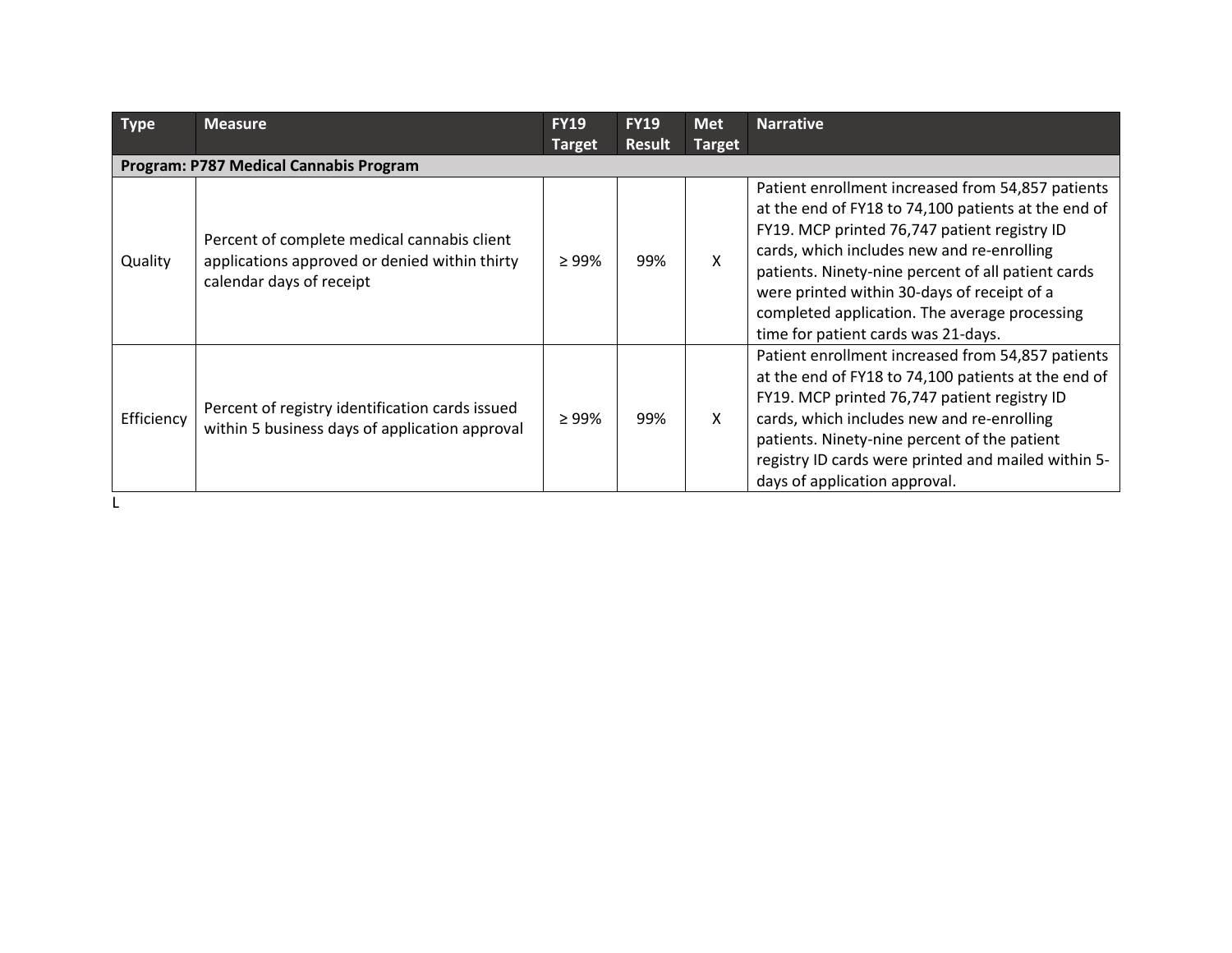| Type | Measure | FY19 Target | FY19 Result | Met Target | Narrative |
|---|---|---|---|---|---|
| **Program: P787 Medical Cannabis Program** | | | | | |
| Quality | Percent of complete medical cannabis client applications approved or denied within thirty calendar days of receipt | ≥ 99% | 99% | X | Patient enrollment increased from 54,857 patients at the end of FY18 to 74,100 patients at the end of FY19. MCP printed 76,747 patient registry ID cards, which includes new and re-enrolling patients. Ninety-nine percent of all patient cards were printed within 30-days of receipt of a completed application. The average processing time for patient cards was 21-days. |
| Efficiency | Percent of registry identification cards issued within 5 business days of application approval | ≥ 99% | 99% | X | Patient enrollment increased from 54,857 patients at the end of FY18 to 74,100 patients at the end of FY19. MCP printed 76,747 patient registry ID cards, which includes new and re-enrolling patients. Ninety-nine percent of the patient registry ID cards were printed and mailed within 5-days of application approval. |

L